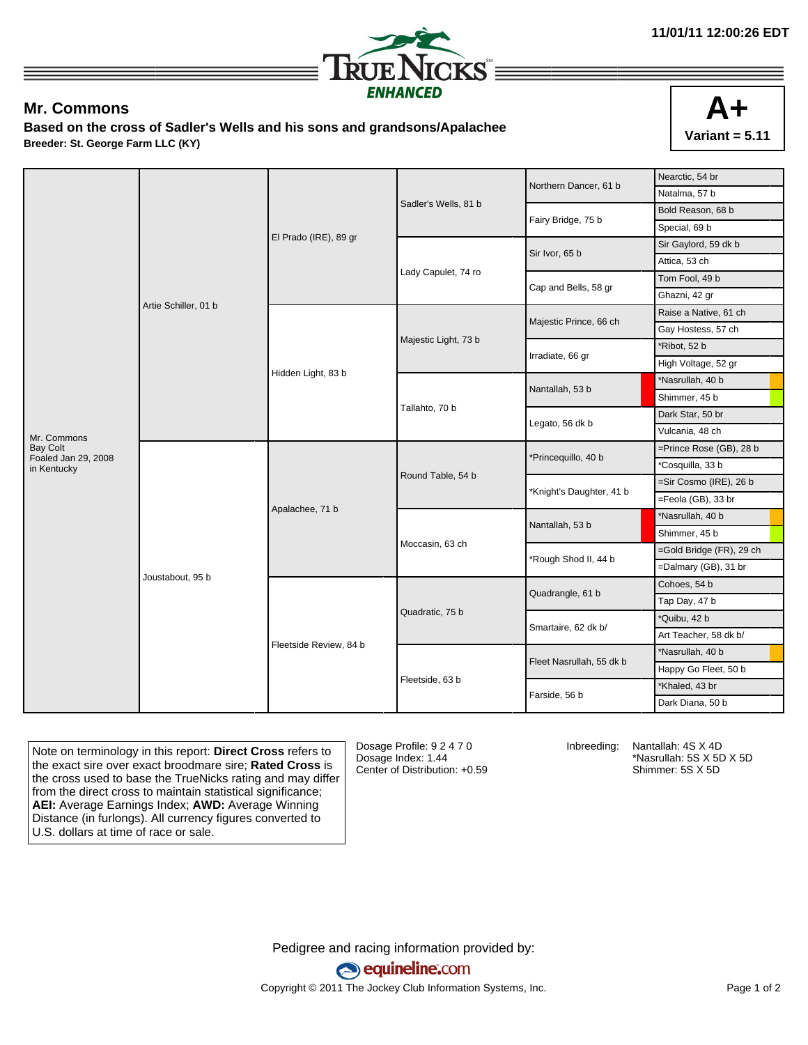11/01/11 12:00:26 EDT

TRUENICKS ENHANCED

## Mr. Commons

**Based on the cross of Sadler's Wells and his sons and grandsons/Apalachee**

**Breeder: St. George Farm LLC (KY)**

**A+**
**Variant = 5.11**

| | | | | | |
|---|---|---|---|---|---|
| Mr. Commons<br>Bay Colt<br>Foaled Jan 29, 2008<br>in Kentucky | Artie Schiller, 01 b | El Prado (IRE), 89 gr | Sadler's Wells, 81 b | Northern Dancer, 61 b | Nearctic, 54 br |
| | | | | | Natalma, 57 b |
| | | | | Fairy Bridge, 75 b | Bold Reason, 68 b |
| | | | | | Special, 69 b |
| | | | Lady Capulet, 74 ro | Sir Ivor, 65 b | Sir Gaylord, 59 dk b |
| | | | | | Attica, 53 ch |
| | | | | Cap and Bells, 58 gr | Tom Fool, 49 b |
| | | | | | Ghazni, 42 gr |
| | | Hidden Light, 83 b | Majestic Light, 73 b | Majestic Prince, 66 ch | Raise a Native, 61 ch |
| | | | | | Gay Hostess, 57 ch |
| | | | | Irradiate, 66 gr | *Ribot, 52 b |
| | | | | | High Voltage, 52 gr |
| | | | Tallahto, 70 b | Nantallah, 53 b | *Nasrullah, 40 b |
| | | | | | Shimmer, 45 b |
| | | | | Legato, 56 dk b | Dark Star, 50 br |
| | | | | | Vulcania, 48 ch |
| | Joustabout, 95 b | Apalachee, 71 b | Round Table, 54 b | *Princequillo, 40 b | =Prince Rose (GB), 28 b |
| | | | | | *Cosquilla, 33 b |
| | | | | *Knight's Daughter, 41 b | =Sir Cosmo (IRE), 26 b |
| | | | | | =Feola (GB), 33 br |
| | | | Moccasin, 63 ch | Nantallah, 53 b | *Nasrullah, 40 b |
| | | | | | Shimmer, 45 b |
| | | | | *Rough Shod II, 44 b | =Gold Bridge (FR), 29 ch |
| | | | | | =Dalmary (GB), 31 br |
| | | Fleetside Review, 84 b | Quadratic, 75 b | Quadrangle, 61 b | Cohoes, 54 b |
| | | | | | Tap Day, 47 b |
| | | | | Smartaire, 62 dk b/ | *Quibu, 42 b |
| | | | | | Art Teacher, 58 dk b/ |
| | | | Fleetside, 63 b | Fleet Nasrullah, 55 dk b | *Nasrullah, 40 b |
| | | | | | Happy Go Fleet, 50 b |
| | | | | Farside, 56 b | *Khaled, 43 br |
| | | | | | Dark Diana, 50 b |

Note on terminology in this report: **Direct Cross** refers to the exact sire over exact broodmare sire; **Rated Cross** is the cross used to base the TrueNicks rating and may differ from the direct cross to maintain statistical significance; **AEI:** Average Earnings Index; **AWD:** Average Winning Distance (in furlongs). All currency figures converted to U.S. dollars at time of race or sale.

Dosage Profile: 9 2 4 7 0
Dosage Index: 1.44
Center of Distribution: +0.59

Inbreeding:
- Nantallah: 4S X 4D
- *Nasrullah: 5S X 5D X 5D
- Shimmer: 5S X 5D

Pedigree and racing information provided by:
equineline.com
Copyright © 2011 The Jockey Club Information Systems, Inc.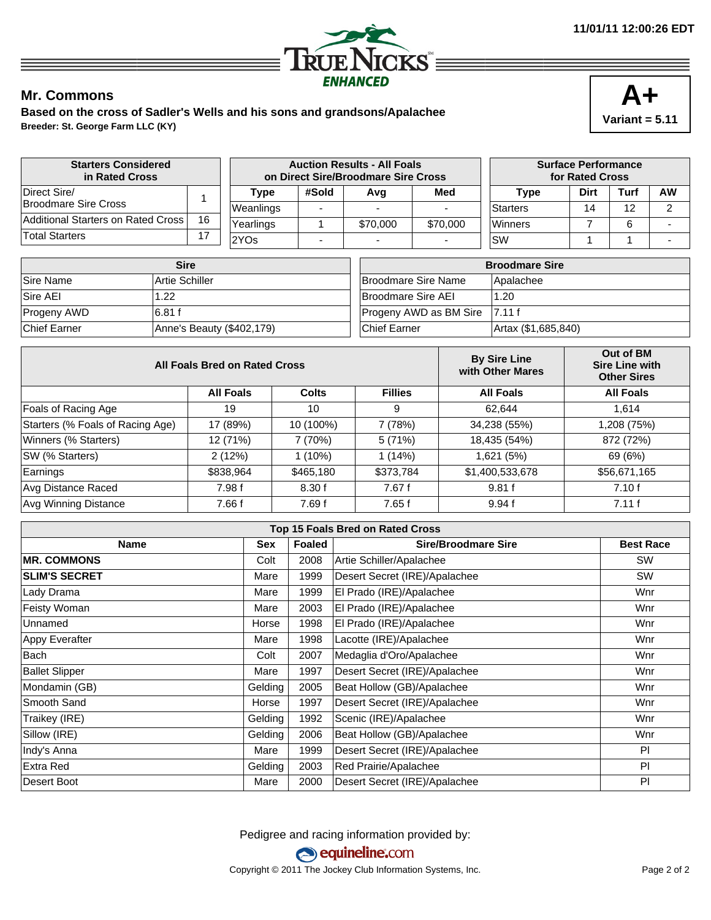11/01/11 12:00:26 EDT

TRUE NICKS ENHANCED

## Mr. Commons

**Based on the cross of Sadler's Wells and his sons and grandsons/Apalachee**

**Breeder: St. George Farm LLC (KY)**

**A+**
**Variant = 5.11**

| Starters Considered in Rated Cross | |
|---|---|
| Direct Sire/ Broodmare Sire Cross | 1 |
| Additional Starters on Rated Cross | 16 |
| Total Starters | 17 |

| Auction Results - All Foals on Direct Sire/Broodmare Sire Cross | | | |
|---|---|---|---|
| Type | #Sold | Avg | Med |
| Weanlings | - | - | - |
| Yearlings | 1 | $70,000 | $70,000 |
| 2YOs | - | - | - |

| Surface Performance for Rated Cross | | | |
|---|---|---|---|
| Type | Dirt | Turf | AW |
| Starters | 14 | 12 | 2 |
| Winners | 7 | 6 | - |
| SW | 1 | 1 | - |

| Sire | |
|---|---|
| Sire Name | Artie Schiller |
| Sire AEI | 1.22 |
| Progeny AWD | 6.81 f |
| Chief Earner | Anne's Beauty ($402,179) |

| Broodmare Sire | |
|---|---|
| Broodmare Sire Name | Apalachee |
| Broodmare Sire AEI | 1.20 |
| Progeny AWD as BM Sire | 7.11 f |
| Chief Earner | Artax ($1,685,840) |

| All Foals Bred on Rated Cross | | | | By Sire Line with Other Mares | Out of BM Sire Line with Other Sires |
|---|---|---|---|---|---|
| | All Foals | Colts | Fillies | All Foals | All Foals |
| Foals of Racing Age | 19 | 10 | 9 | 62,644 | 1,614 |
| Starters (% Foals of Racing Age) | 17 (89%) | 10 (100%) | 7 (78%) | 34,238 (55%) | 1,208 (75%) |
| Winners (% Starters) | 12 (71%) | 7 (70%) | 5 (71%) | 18,435 (54%) | 872 (72%) |
| SW (% Starters) | 2 (12%) | 1 (10%) | 1 (14%) | 1,621 (5%) | 69 (6%) |
| Earnings | $838,964 | $465,180 | $373,784 | $1,400,533,678 | $56,671,165 |
| Avg Distance Raced | 7.98 f | 8.30 f | 7.67 f | 9.81 f | 7.10 f |
| Avg Winning Distance | 7.66 f | 7.69 f | 7.65 f | 9.94 f | 7.11 f |

| Top 15 Foals Bred on Rated Cross | | | | |
|---|---|---|---|---|
| Name | Sex | Foaled | Sire/Broodmare Sire | Best Race |
| **MR. COMMONS** | Colt | 2008 | Artie Schiller/Apalachee | SW |
| **SLIM'S SECRET** | Mare | 1999 | Desert Secret (IRE)/Apalachee | SW |
| Lady Drama | Mare | 1999 | El Prado (IRE)/Apalachee | Wnr |
| Feisty Woman | Mare | 2003 | El Prado (IRE)/Apalachee | Wnr |
| Unnamed | Horse | 1998 | El Prado (IRE)/Apalachee | Wnr |
| Appy Everafter | Mare | 1998 | Lacotte (IRE)/Apalachee | Wnr |
| Bach | Colt | 2007 | Medaglia d'Oro/Apalachee | Wnr |
| Ballet Slipper | Mare | 1997 | Desert Secret (IRE)/Apalachee | Wnr |
| Mondamin (GB) | Gelding | 2005 | Beat Hollow (GB)/Apalachee | Wnr |
| Smooth Sand | Horse | 1997 | Desert Secret (IRE)/Apalachee | Wnr |
| Traikey (IRE) | Gelding | 1992 | Scenic (IRE)/Apalachee | Wnr |
| Sillow (IRE) | Gelding | 2006 | Beat Hollow (GB)/Apalachee | Wnr |
| Indy's Anna | Mare | 1999 | Desert Secret (IRE)/Apalachee | Pl |
| Extra Red | Gelding | 2003 | Red Prairie/Apalachee | Pl |
| Desert Boot | Mare | 2000 | Desert Secret (IRE)/Apalachee | Pl |

Pedigree and racing information provided by:

equineline.com

Copyright © 2011 The Jockey Club Information Systems, Inc.